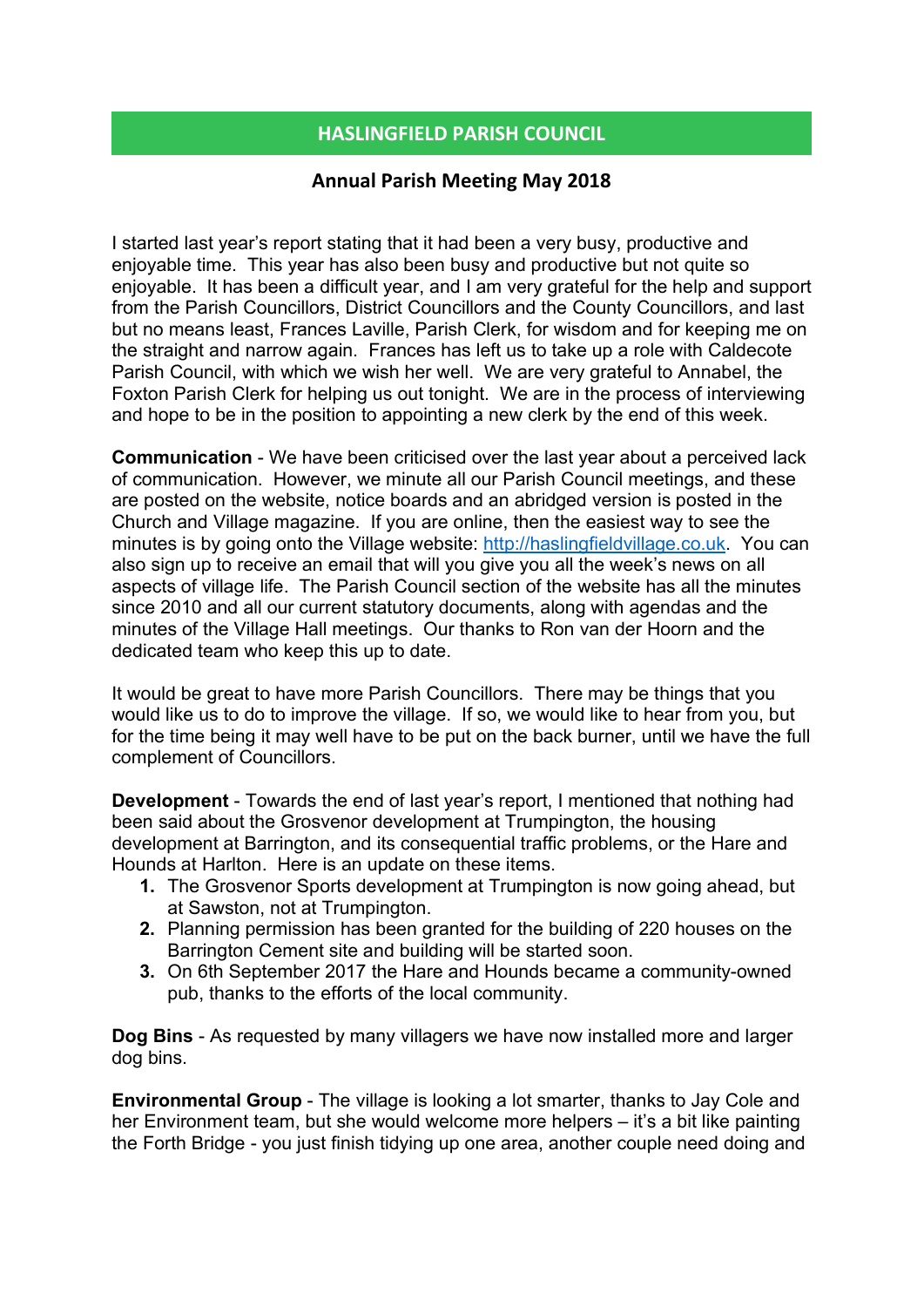# HASLINGFIELD PARISH COUNCIL

## Annual Parish Meeting May 2018

I started last year's report stating that it had been a very busy, productive and enjoyable time. This year has also been busy and productive but not quite so enjoyable. It has been a difficult year, and I am very grateful for the help and support from the Parish Councillors, District Councillors and the County Councillors, and last but no means least, Frances Laville, Parish Clerk, for wisdom and for keeping me on the straight and narrow again. Frances has left us to take up a role with Caldecote Parish Council, with which we wish her well. We are very grateful to Annabel, the Foxton Parish Clerk for helping us out tonight. We are in the process of interviewing and hope to be in the position to appointing a new clerk by the end of this week.

**Communication** - We have been criticised over the last year about a perceived lack of communication. However, we minute all our Parish Council meetings, and these are posted on the website, notice boards and an abridged version is posted in the Church and Village magazine. If you are online, then the easiest way to see the minutes is by going onto the Village website: [http://haslingfieldvillage.co.uk](http://haslingfieldvillage.co.uk). You can also sign up to receive an email that will you give you all the week's news on all aspects of village life. The Parish Council section of the website has all the minutes since 2010 and all our current statutory documents, along with agendas and the minutes of the Village Hall meetings. Our thanks to Ron van der Hoorn and the dedicated team who keep this up to date.

It would be great to have more Parish Councillors. There may be things that you would like us to do to improve the village. If so, we would like to hear from you, but for the time being it may well have to be put on the back burner, until we have the full complement of Councillors.

**Development** - Towards the end of last year's report, I mentioned that nothing had been said about the Grosvenor development at Trumpington, the housing development at Barrington, and its consequential traffic problems, or the Hare and Hounds at Harlton. Here is an update on these items.

1. The Grosvenor Sports development at Trumpington is now going ahead, but at Sawston, not at Trumpington.
2. Planning permission has been granted for the building of 220 houses on the Barrington Cement site and building will be started soon.
3. On 6th September 2017 the Hare and Hounds became a community-owned pub, thanks to the efforts of the local community.

**Dog Bins** - As requested by many villagers we have now installed more and larger dog bins.

**Environmental Group** - The village is looking a lot smarter, thanks to Jay Cole and her Environment team, but she would welcome more helpers – it's a bit like painting the Forth Bridge - you just finish tidying up one area, another couple need doing and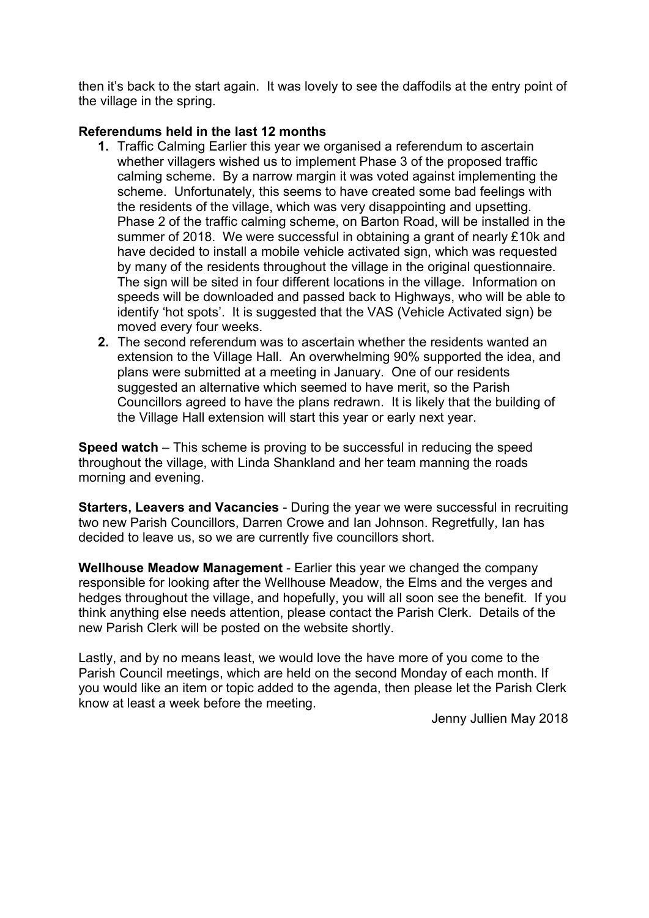then it's back to the start again. It was lovely to see the daffodils at the entry point of the village in the spring.

**Referendums held in the last 12 months**

1. Traffic Calming Earlier this year we organised a referendum to ascertain whether villagers wished us to implement Phase 3 of the proposed traffic calming scheme. By a narrow margin it was voted against implementing the scheme. Unfortunately, this seems to have created some bad feelings with the residents of the village, which was very disappointing and upsetting. Phase 2 of the traffic calming scheme, on Barton Road, will be installed in the summer of 2018. We were successful in obtaining a grant of nearly £10k and have decided to install a mobile vehicle activated sign, which was requested by many of the residents throughout the village in the original questionnaire. The sign will be sited in four different locations in the village. Information on speeds will be downloaded and passed back to Highways, who will be able to identify 'hot spots'. It is suggested that the VAS (Vehicle Activated sign) be moved every four weeks.
2. The second referendum was to ascertain whether the residents wanted an extension to the Village Hall. An overwhelming 90% supported the idea, and plans were submitted at a meeting in January. One of our residents suggested an alternative which seemed to have merit, so the Parish Councillors agreed to have the plans redrawn. It is likely that the building of the Village Hall extension will start this year or early next year.

**Speed watch** – This scheme is proving to be successful in reducing the speed throughout the village, with Linda Shankland and her team manning the roads morning and evening.

**Starters, Leavers and Vacancies** - During the year we were successful in recruiting two new Parish Councillors, Darren Crowe and Ian Johnson. Regretfully, Ian has decided to leave us, so we are currently five councillors short.

**Wellhouse Meadow Management** - Earlier this year we changed the company responsible for looking after the Wellhouse Meadow, the Elms and the verges and hedges throughout the village, and hopefully, you will all soon see the benefit. If you think anything else needs attention, please contact the Parish Clerk. Details of the new Parish Clerk will be posted on the website shortly.

Lastly, and by no means least, we would love the have more of you come to the Parish Council meetings, which are held on the second Monday of each month. If you would like an item or topic added to the agenda, then please let the Parish Clerk know at least a week before the meeting.

Jenny Jullien May 2018